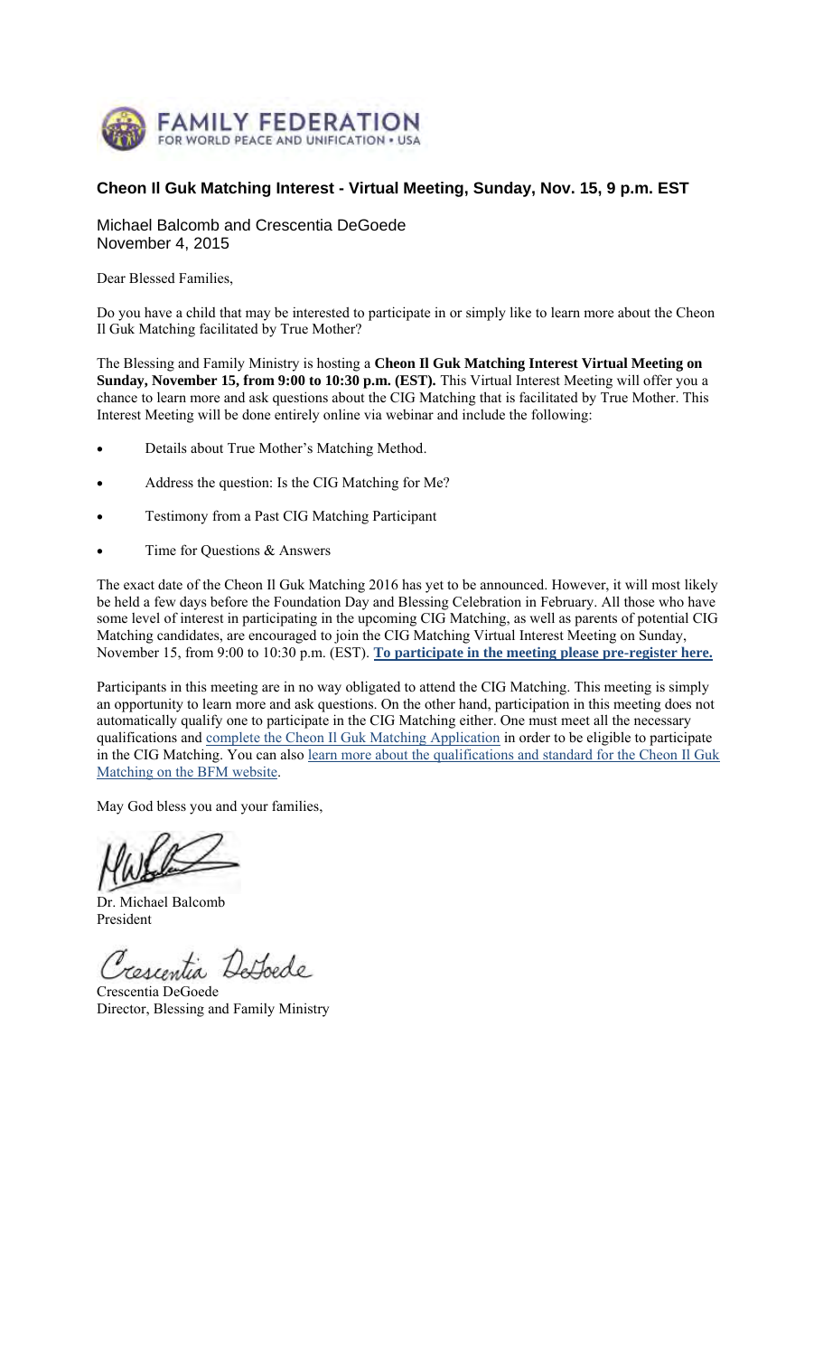FAMILY FEDERATION
FOR WORLD PEACE AND UNIFICATION • USA

## Cheon Il Guk Matching Interest - Virtual Meeting, Sunday, Nov. 15, 9 p.m. EST

Michael Balcomb and Crescentia DeGoede
November 4, 2015

Dear Blessed Families,

Do you have a child that may be interested to participate in or simply like to learn more about the Cheon Il Guk Matching facilitated by True Mother?

The Blessing and Family Ministry is hosting a **Cheon Il Guk Matching Interest Virtual Meeting on Sunday, November 15, from 9:00 to 10:30 p.m. (EST).** This Virtual Interest Meeting will offer you a chance to learn more and ask questions about the CIG Matching that is facilitated by True Mother. This Interest Meeting will be done entirely online via webinar and include the following:

- Details about True Mother's Matching Method.
- Address the question: Is the CIG Matching for Me?
- Testimony from a Past CIG Matching Participant
- Time for Questions & Answers

The exact date of the Cheon Il Guk Matching 2016 has yet to be announced. However, it will most likely be held a few days before the Foundation Day and Blessing Celebration in February. All those who have some level of interest in participating in the upcoming CIG Matching, as well as parents of potential CIG Matching candidates, are encouraged to join the CIG Matching Virtual Interest Meeting on Sunday, November 15, from 9:00 to 10:30 p.m. (EST). **To participate in the meeting please pre-register here.**

Participants in this meeting are in no way obligated to attend the CIG Matching. This meeting is simply an opportunity to learn more and ask questions. On the other hand, participation in this meeting does not automatically qualify one to participate in the CIG Matching either. One must meet all the necessary qualifications and complete the Cheon Il Guk Matching Application in order to be eligible to participate in the CIG Matching. You can also learn more about the qualifications and standard for the Cheon Il Guk Matching on the BFM website.

May God bless you and your families,

Dr. Michael Balcomb
President

Crescentia DeGoede
Director, Blessing and Family Ministry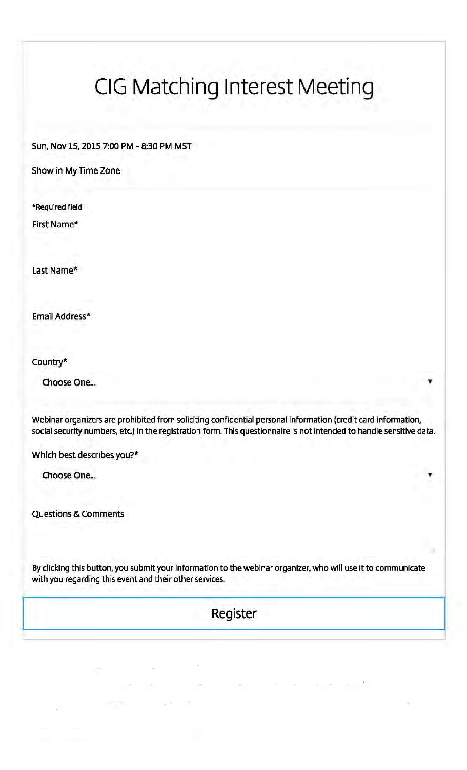# CIG Matching Interest Meeting

Sun, Nov 15, 2015 7:00 PM - 8:30 PM MST

Show in My Time Zone

*Required field

First Name*

Last Name*

Email Address*

Country*

Choose One...

Webinar organizers are prohibited from soliciting confidential personal information (credit card information, social security numbers, etc.) in the registration form. This questionnaire is not intended to handle sensitive data.

Which best describes you?*

Choose One...

Questions & Comments

By clicking this button, you submit your information to the webinar organizer, who will use it to communicate with you regarding this event and their other services.

Register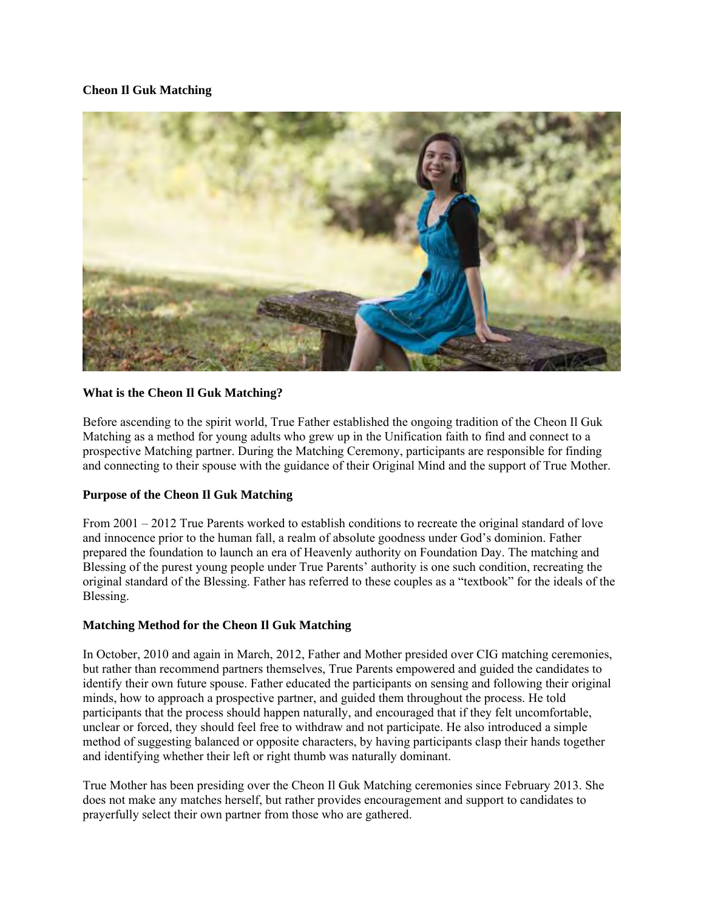**Cheon Il Guk Matching**

**What is the Cheon Il Guk Matching?**

Before ascending to the spirit world, True Father established the ongoing tradition of the Cheon Il Guk Matching as a method for young adults who grew up in the Unification faith to find and connect to a prospective Matching partner. During the Matching Ceremony, participants are responsible for finding and connecting to their spouse with the guidance of their Original Mind and the support of True Mother.

**Purpose of the Cheon Il Guk Matching**

From 2001 – 2012 True Parents worked to establish conditions to recreate the original standard of love and innocence prior to the human fall, a realm of absolute goodness under God's dominion. Father prepared the foundation to launch an era of Heavenly authority on Foundation Day. The matching and Blessing of the purest young people under True Parents' authority is one such condition, recreating the original standard of the Blessing. Father has referred to these couples as a "textbook" for the ideals of the Blessing.

**Matching Method for the Cheon Il Guk Matching**

In October, 2010 and again in March, 2012, Father and Mother presided over CIG matching ceremonies, but rather than recommend partners themselves, True Parents empowered and guided the candidates to identify their own future spouse. Father educated the participants on sensing and following their original minds, how to approach a prospective partner, and guided them throughout the process. He told participants that the process should happen naturally, and encouraged that if they felt uncomfortable, unclear or forced, they should feel free to withdraw and not participate. He also introduced a simple method of suggesting balanced or opposite characters, by having participants clasp their hands together and identifying whether their left or right thumb was naturally dominant.

True Mother has been presiding over the Cheon Il Guk Matching ceremonies since February 2013. She does not make any matches herself, but rather provides encouragement and support to candidates to prayerfully select their own partner from those who are gathered.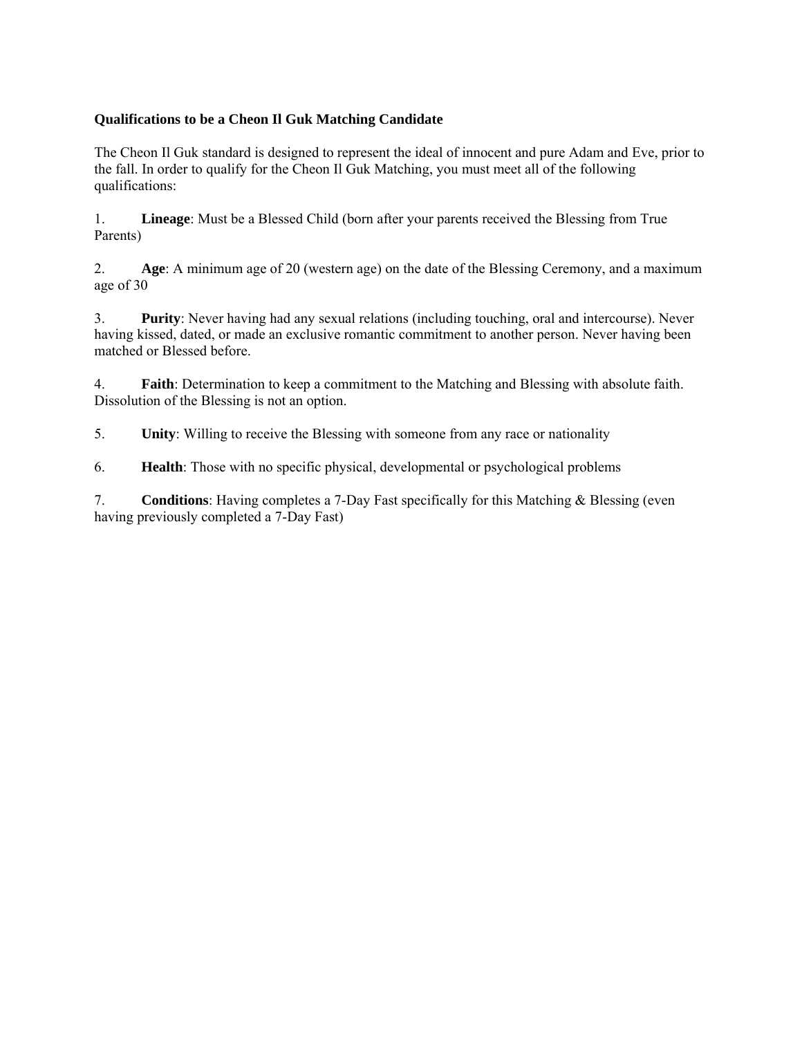**Qualifications to be a Cheon Il Guk Matching Candidate**

The Cheon Il Guk standard is designed to represent the ideal of innocent and pure Adam and Eve, prior to the fall. In order to qualify for the Cheon Il Guk Matching, you must meet all of the following qualifications:

1. **Lineage**: Must be a Blessed Child (born after your parents received the Blessing from True Parents)

2. **Age**: A minimum age of 20 (western age) on the date of the Blessing Ceremony, and a maximum age of 30

3. **Purity**: Never having had any sexual relations (including touching, oral and intercourse). Never having kissed, dated, or made an exclusive romantic commitment to another person. Never having been matched or Blessed before.

4. **Faith**: Determination to keep a commitment to the Matching and Blessing with absolute faith. Dissolution of the Blessing is not an option.

5. **Unity**: Willing to receive the Blessing with someone from any race or nationality

6. **Health**: Those with no specific physical, developmental or psychological problems

7. **Conditions**: Having completes a 7-Day Fast specifically for this Matching & Blessing (even having previously completed a 7-Day Fast)